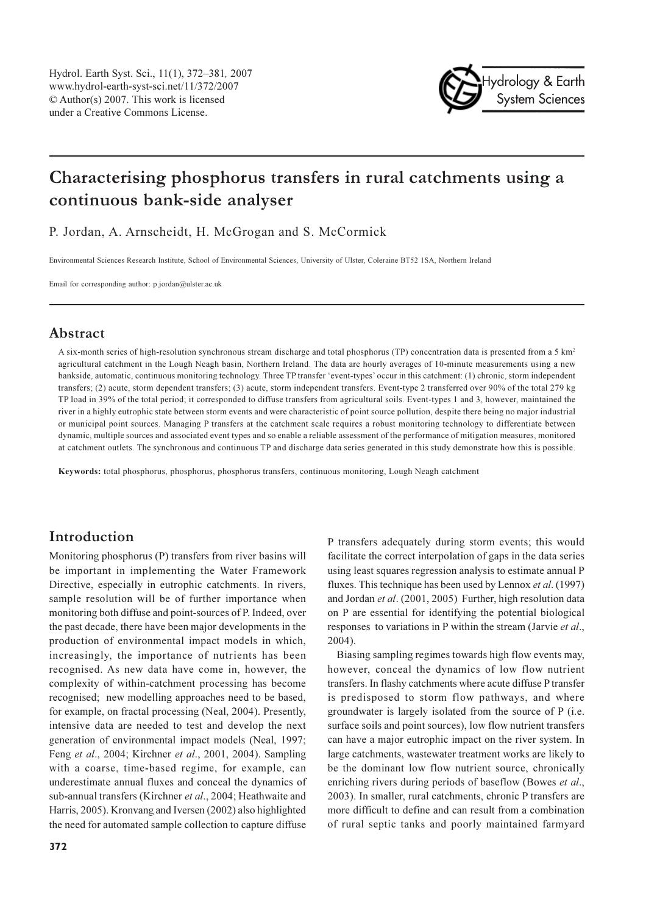# Characterising phosphorus transfers in rural catchments using a continuous bank-side analyser

P. Jordan, A. Arnscheidt, H. McGrogan and S. McCormick

Environmental Sciences Research Institute, School of Environmental Sciences, University of Ulster, Coleraine BT52 1SA, Northern Ireland

Email for corresponding author: p.jordan@ulster.ac.uk

## Abstract

A six-month series of high-resolution synchronous stream discharge and total phosphorus (TP) concentration data is presented from a 5 $km^2$ agricultural catchment in the Lough Neagh basin, Northern Ireland. The data are hourly averages of 10-minute measurements using a new bankside, automatic, continuous monitoring technology. Three TP transfer 'event-types' occur in this catchment: (1) chronic, storm independent transfers; (2) acute, storm dependent transfers; (3) acute, storm independent transfers. Event-type 2 transferred over 90% of the total 279 kg TP load in 39% of the total period; it corresponded to diffuse transfers from agricultural soils. Event-types 1 and 3, however, maintained the river in a highly eutrophic state between storm events and were characteristic of point source pollution, despite there being no major industrial or municipal point sources. Managing P transfers at the catchment scale requires a robust monitoring technology to differentiate between dynamic, multiple sources and associated event types and so enable a reliable assessment of the performance of mitigation measures, monitored at catchment outlets. The synchronous and continuous TP and discharge data series generated in this study demonstrate how this is possible.

**Keywords:** total phosphorus, phosphorus, phosphorus transfers, continuous monitoring, Lough Neagh catchment

## Introduction

Monitoring phosphorus (P) transfers from river basins will be important in implementing the Water Framework Directive, especially in eutrophic catchments. In rivers, sample resolution will be of further importance when monitoring both diffuse and point-sources of P. Indeed, over the past decade, there have been major developments in the production of environmental impact models in which, increasingly, the importance of nutrients has been recognised. As new data have come in, however, the complexity of within-catchment processing has become recognised; new modelling approaches need to be based, for example, on fractal processing (Neal, 2004). Presently, intensive data are needed to test and develop the next generation of environmental impact models (Neal, 1997; Feng *et al*., 2004; Kirchner *et al*., 2001, 2004). Sampling with a coarse, time-based regime, for example, can underestimate annual fluxes and conceal the dynamics of sub-annual transfers (Kirchner *et al*., 2004; Heathwaite and Harris, 2005). Kronvang and Iversen (2002) also highlighted the need for automated sample collection to capture diffuse P transfers adequately during storm events; this would facilitate the correct interpolation of gaps in the data series using least squares regression analysis to estimate annual P fluxes. This technique has been used by Lennox *et al*. (1997) and Jordan *et al*. (2001, 2005) Further, high resolution data on P are essential for identifying the potential biological responses to variations in P within the stream (Jarvie *et al*., 2004).

Biasing sampling regimes towards high flow events may, however, conceal the dynamics of low flow nutrient transfers. In flashy catchments where acute diffuse P transfer is predisposed to storm flow pathways, and where groundwater is largely isolated from the source of P (i.e. surface soils and point sources), low flow nutrient transfers can have a major eutrophic impact on the river system. In large catchments, wastewater treatment works are likely to be the dominant low flow nutrient source, chronically enriching rivers during periods of baseflow (Bowes *et al*., 2003). In smaller, rural catchments, chronic P transfers are more difficult to define and can result from a combination of rural septic tanks and poorly maintained farmyard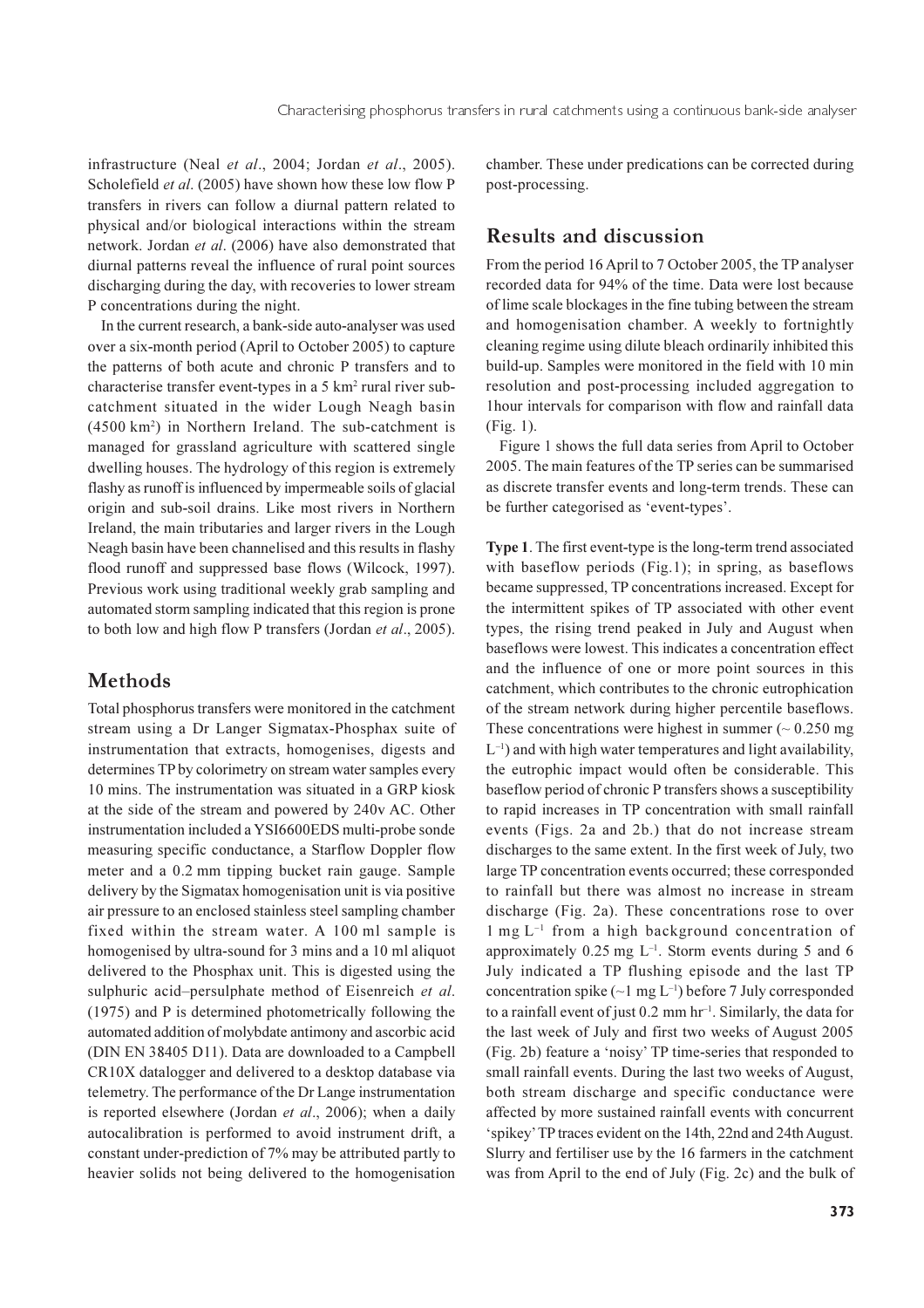infrastructure (Neal *et al*., 2004; Jordan *et al*., 2005). Scholefield *et al*. (2005) have shown how these low flow P transfers in rivers can follow a diurnal pattern related to physical and/or biological interactions within the stream network. Jordan *et al*. (2006) have also demonstrated that diurnal patterns reveal the influence of rural point sources discharging during the day, with recoveries to lower stream P concentrations during the night.

In the current research, a bank-side auto-analyser was used over a six-month period (April to October 2005) to capture the patterns of both acute and chronic P transfers and to characterise transfer event-types in a 5 km$^2$ rural river sub-catchment situated in the wider Lough Neagh basin (4500 km$^2$) in Northern Ireland. The sub-catchment is managed for grassland agriculture with scattered single dwelling houses. The hydrology of this region is extremely flashy as runoff is influenced by impermeable soils of glacial origin and sub-soil drains. Like most rivers in Northern Ireland, the main tributaries and larger rivers in the Lough Neagh basin have been channelised and this results in flashy flood runoff and suppressed base flows (Wilcock, 1997). Previous work using traditional weekly grab sampling and automated storm sampling indicated that this region is prone to both low and high flow P transfers (Jordan *et al*., 2005).

## Methods

Total phosphorus transfers were monitored in the catchment stream using a Dr Langer Sigmatax-Phosphax suite of instrumentation that extracts, homogenises, digests and determines TP by colorimetry on stream water samples every 10 mins. The instrumentation was situated in a GRP kiosk at the side of the stream and powered by 240v AC. Other instrumentation included a YSI6600EDS multi-probe sonde measuring specific conductance, a Starflow Doppler flow meter and a 0.2 mm tipping bucket rain gauge. Sample delivery by the Sigmatax homogenisation unit is via positive air pressure to an enclosed stainless steel sampling chamber fixed within the stream water. A 100 ml sample is homogenised by ultra-sound for 3 mins and a 10 ml aliquot delivered to the Phosphax unit. This is digested using the sulphuric acid–persulphate method of Eisenreich *et al*. (1975) and P is determined photometrically following the automated addition of molybdate antimony and ascorbic acid (DIN EN 38405 D11). Data are downloaded to a Campbell CR10X datalogger and delivered to a desktop database via telemetry. The performance of the Dr Lange instrumentation is reported elsewhere (Jordan *et al*., 2006); when a daily autocalibration is performed to avoid instrument drift, a constant under-prediction of 7% may be attributed partly to heavier solids not being delivered to the homogenisation chamber. These under predications can be corrected during post-processing.

## Results and discussion

From the period 16 April to 7 October 2005, the TP analyser recorded data for 94% of the time. Data were lost because of lime scale blockages in the fine tubing between the stream and homogenisation chamber. A weekly to fortnightly cleaning regime using dilute bleach ordinarily inhibited this build-up. Samples were monitored in the field with 10 min resolution and post-processing included aggregation to 1hour intervals for comparison with flow and rainfall data (Fig. 1).

Figure 1 shows the full data series from April to October 2005. The main features of the TP series can be summarised as discrete transfer events and long-term trends. These can be further categorised as 'event-types'.

**Type 1**. The first event-type is the long-term trend associated with baseflow periods (Fig.1); in spring, as baseflows became suppressed, TP concentrations increased. Except for the intermittent spikes of TP associated with other event types, the rising trend peaked in July and August when baseflows were lowest. This indicates a concentration effect and the influence of one or more point sources in this catchment, which contributes to the chronic eutrophication of the stream network during higher percentile baseflows. These concentrations were highest in summer (~ 0.250 mg L$^{-1}$) and with high water temperatures and light availability, the eutrophic impact would often be considerable. This baseflow period of chronic P transfers shows a susceptibility to rapid increases in TP concentration with small rainfall events (Figs. 2a and 2b.) that do not increase stream discharges to the same extent. In the first week of July, two large TP concentration events occurred; these corresponded to rainfall but there was almost no increase in stream discharge (Fig. 2a). These concentrations rose to over 1 mg L$^{-1}$ from a high background concentration of approximately 0.25 mg L$^{-1}$. Storm events during 5 and 6 July indicated a TP flushing episode and the last TP concentration spike (~1 mg L$^{-1}$) before 7 July corresponded to a rainfall event of just 0.2 mm hr$^{-1}$. Similarly, the data for the last week of July and first two weeks of August 2005 (Fig. 2b) feature a 'noisy' TP time-series that responded to small rainfall events. During the last two weeks of August, both stream discharge and specific conductance were affected by more sustained rainfall events with concurrent 'spikey' TP traces evident on the 14th, 22nd and 24th August. Slurry and fertiliser use by the 16 farmers in the catchment was from April to the end of July (Fig. 2c) and the bulk of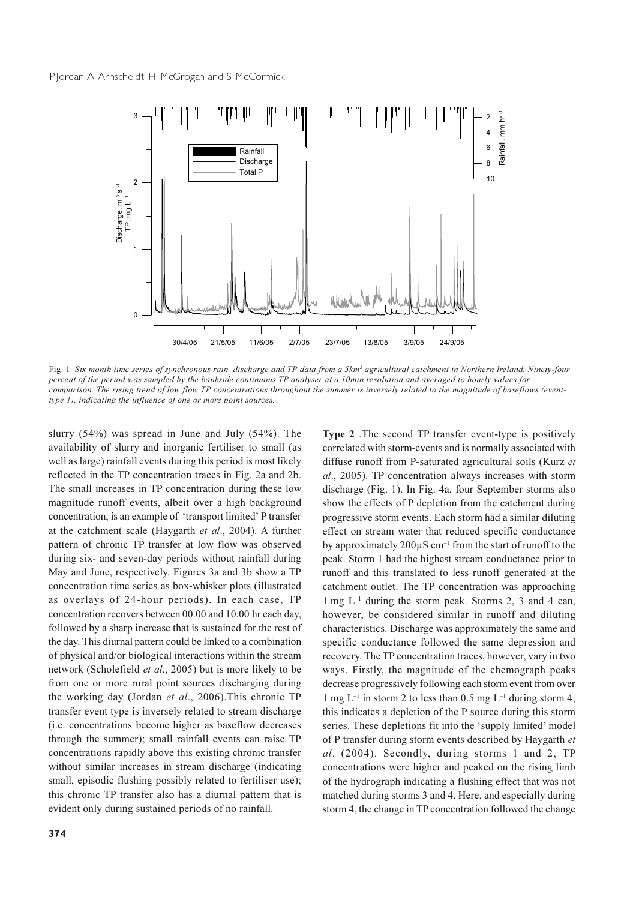Fig. 1. *Six month time series of synchronous rain, discharge and TP data from a 5km² agricultural catchment in Northern Ireland. Ninety-four percent of the period was sampled by the bankside continuous TP analyser at a 10min resolution and averaged to hourly values for comparison. The rising trend of low flow TP concentrations throughout the summer is inversely related to the magnitude of baseflows (event-type 1), indicating the influence of one or more point sources.*

slurry (54%) was spread in June and July (54%). The availability of slurry and inorganic fertiliser to small (as well as large) rainfall events during this period is most likely reflected in the TP concentration traces in Fig. 2a and 2b. The small increases in TP concentration during these low magnitude runoff events, albeit over a high background concentration, is an example of 'transport limited' P transfer at the catchment scale (Haygarth *et al*., 2004). A further pattern of chronic TP transfer at low flow was observed during six- and seven-day periods without rainfall during May and June, respectively. Figures 3a and 3b show a TP concentration time series as box-whisker plots (illustrated as overlays of 24-hour periods). In each case, TP concentration recovers between 00.00 and 10.00 hr each day, followed by a sharp increase that is sustained for the rest of the day. This diurnal pattern could be linked to a combination of physical and/or biological interactions within the stream network (Scholefield *et al*., 2005) but is more likely to be from one or more rural point sources discharging during the working day (Jordan *et al*., 2006).This chronic TP transfer event type is inversely related to stream discharge (i.e. concentrations become higher as baseflow decreases through the summer); small rainfall events can raise TP concentrations rapidly above this existing chronic transfer without similar increases in stream discharge (indicating small, episodic flushing possibly related to fertiliser use); this chronic TP transfer also has a diurnal pattern that is evident only during sustained periods of no rainfall.

**Type 2** .The second TP transfer event-type is positively correlated with storm-events and is normally associated with diffuse runoff from P-saturated agricultural soils (Kurz *et al*., 2005). TP concentration always increases with storm discharge (Fig. 1). In Fig. 4a, four September storms also show the effects of P depletion from the catchment during progressive storm events. Each storm had a similar diluting effect on stream water that reduced specific conductance by approximately 200μS cm$^{-1}$ from the start of runoff to the peak. Storm 1 had the highest stream conductance prior to runoff and this translated to less runoff generated at the catchment outlet. The TP concentration was approaching 1 mg L$^{-1}$ during the storm peak. Storms 2, 3 and 4 can, however, be considered similar in runoff and diluting characteristics. Discharge was approximately the same and specific conductance followed the same depression and recovery. The TP concentration traces, however, vary in two ways. Firstly, the magnitude of the chemograph peaks decrease progressively following each storm event from over 1 mg L$^{-1}$ in storm 2 to less than 0.5 mg L$^{-1}$ during storm 4; this indicates a depletion of the P source during this storm series. These depletions fit into the 'supply limited' model of P transfer during storm events described by Haygarth *et al*. (2004). Secondly, during storms 1 and 2, TP concentrations were higher and peaked on the rising limb of the hydrograph indicating a flushing effect that was not matched during storms 3 and 4. Here, and especially during storm 4, the change in TP concentration followed the change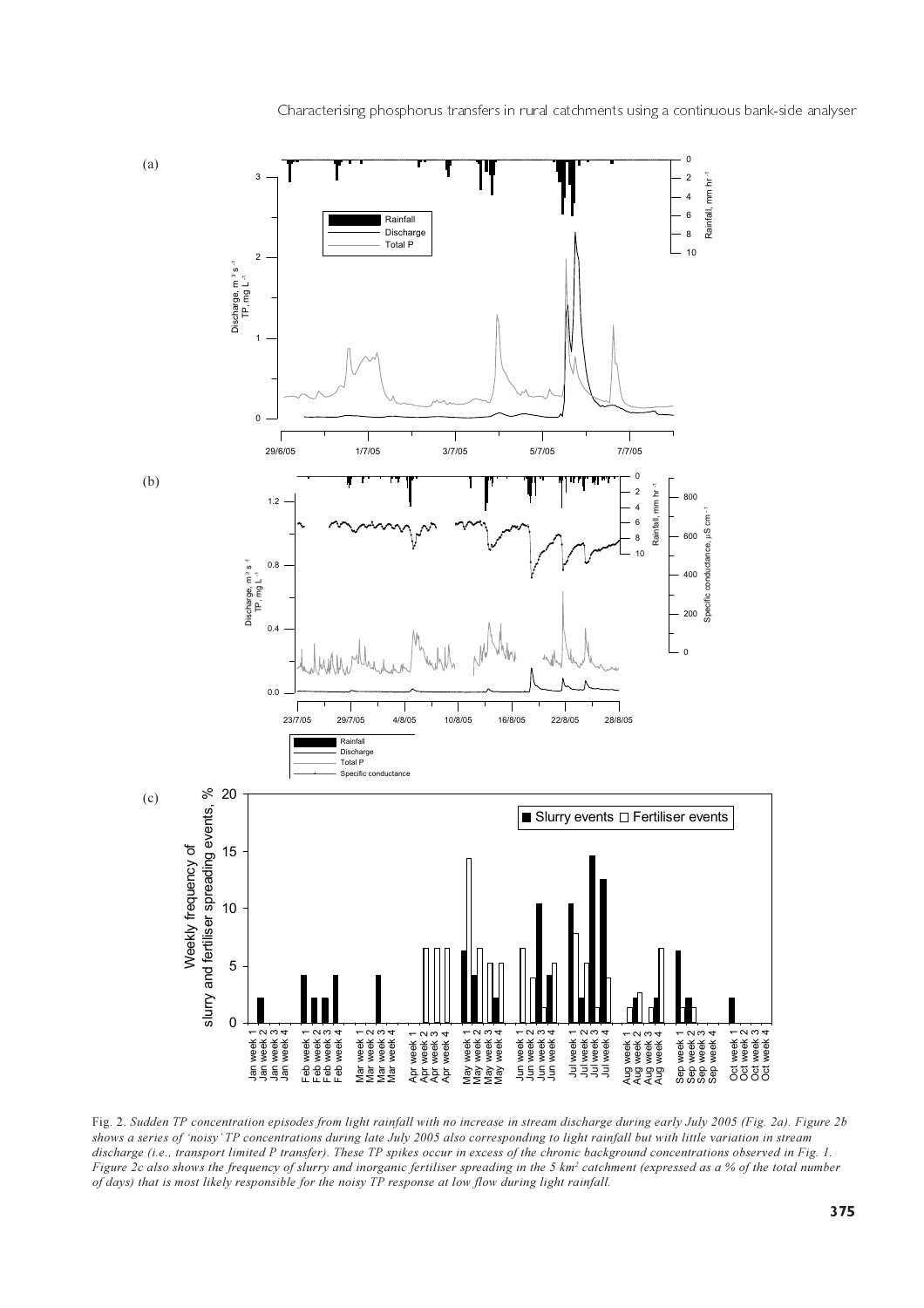Fig. 2. *Sudden TP concentration episodes from light rainfall with no increase in stream discharge during early July 2005 (Fig. 2a). Figure 2b shows a series of 'noisy' TP concentrations during late July 2005 also corresponding to light rainfall but with little variation in stream discharge (i.e., transport limited P transfer). These TP spikes occur in excess of the chronic background concentrations observed in Fig. 1. Figure 2c also shows the frequency of slurry and inorganic fertiliser spreading in the 5 km² catchment (expressed as a % of the total number of days) that is most likely responsible for the noisy TP response at low flow during light rainfall.*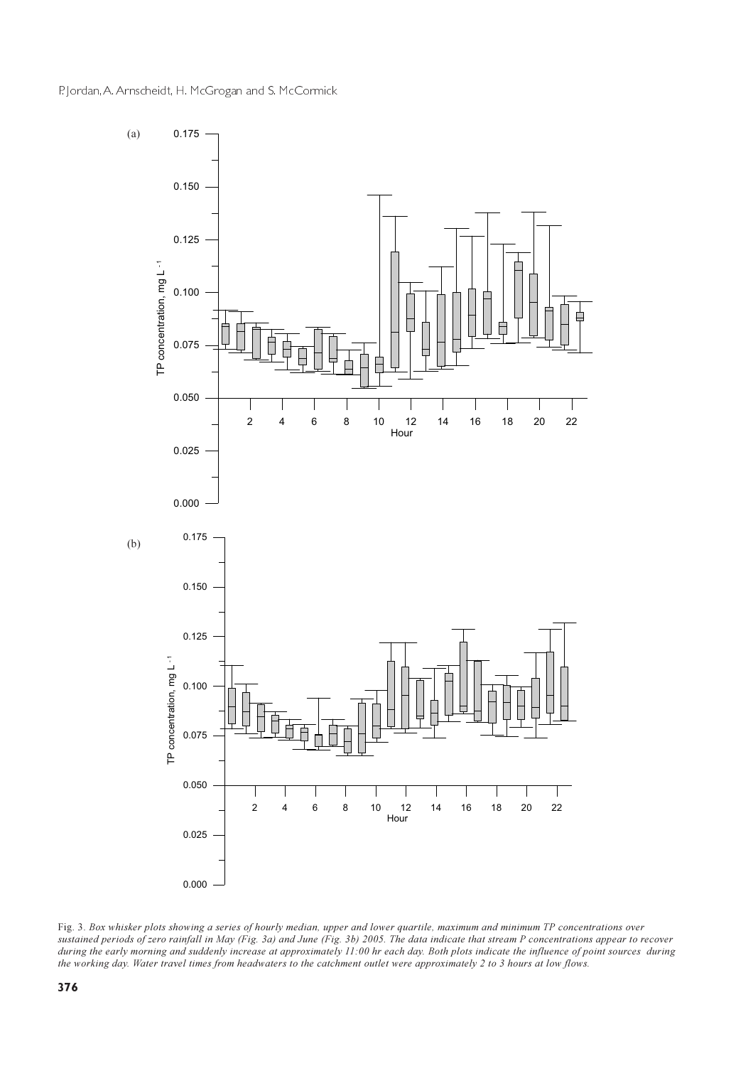Fig. 3. *Box whisker plots showing a series of hourly median, upper and lower quartile, maximum and minimum TP concentrations over sustained periods of zero rainfall in May (Fig. 3a) and June (Fig. 3b) 2005. The data indicate that stream P concentrations appear to recover during the early morning and suddenly increase at approximately 11:00 hr each day. Both plots indicate the influence of point sources during the working day. Water travel times from headwaters to the catchment outlet were approximately 2 to 3 hours at low flows.*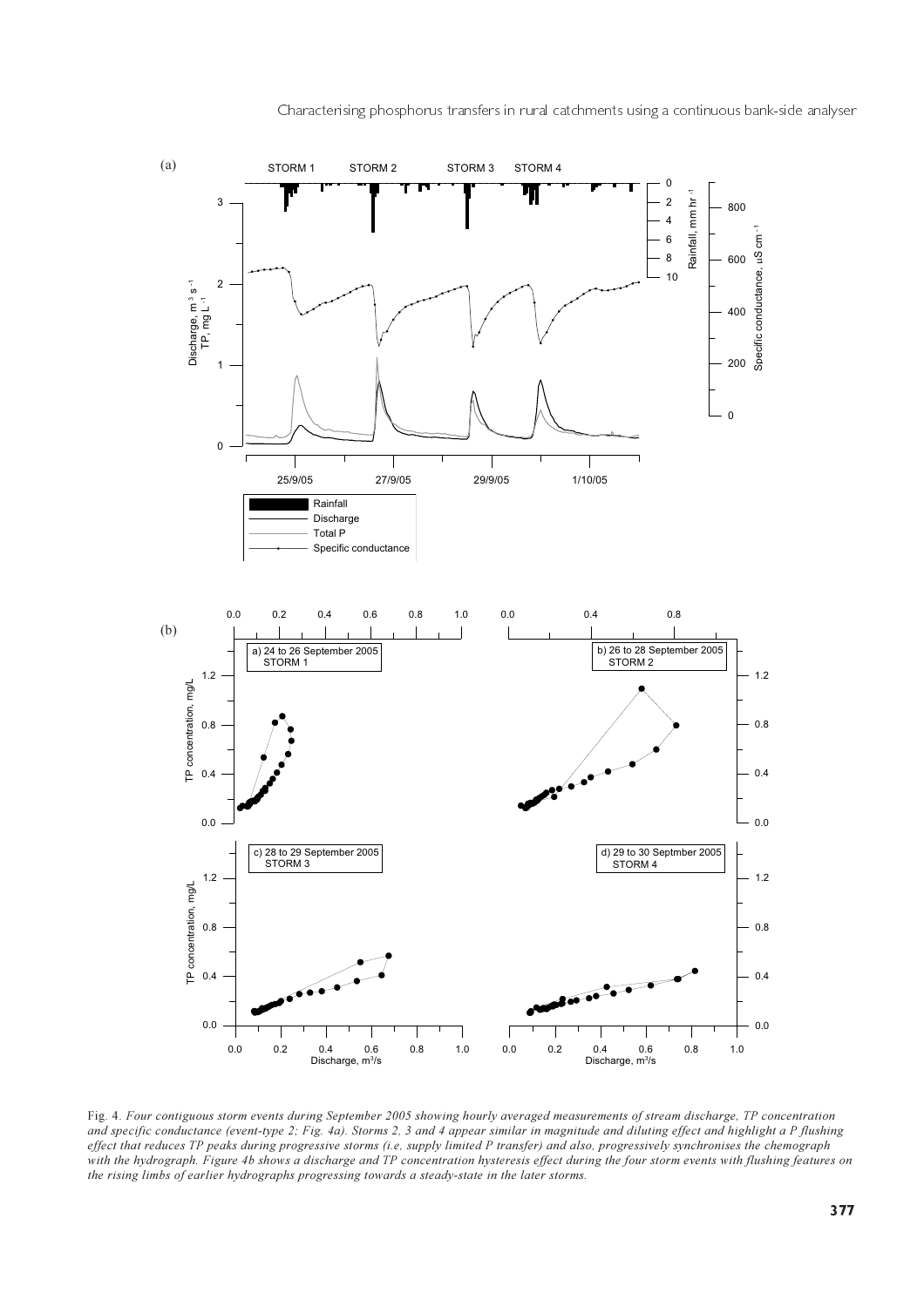Fig. 4. *Four contiguous storm events during September 2005 showing hourly averaged measurements of stream discharge, TP concentration and specific conductance (event-type 2; Fig. 4a). Storms 2, 3 and 4 appear similar in magnitude and diluting effect and highlight a P flushing effect that reduces TP peaks during progressive storms (i.e, supply limited P transfer) and also, progressively synchronises the chemograph with the hydrograph. Figure 4b shows a discharge and TP concentration hysteresis effect during the four storm events with flushing features on the rising limbs of earlier hydrographs progressing towards a steady-state in the later storms.*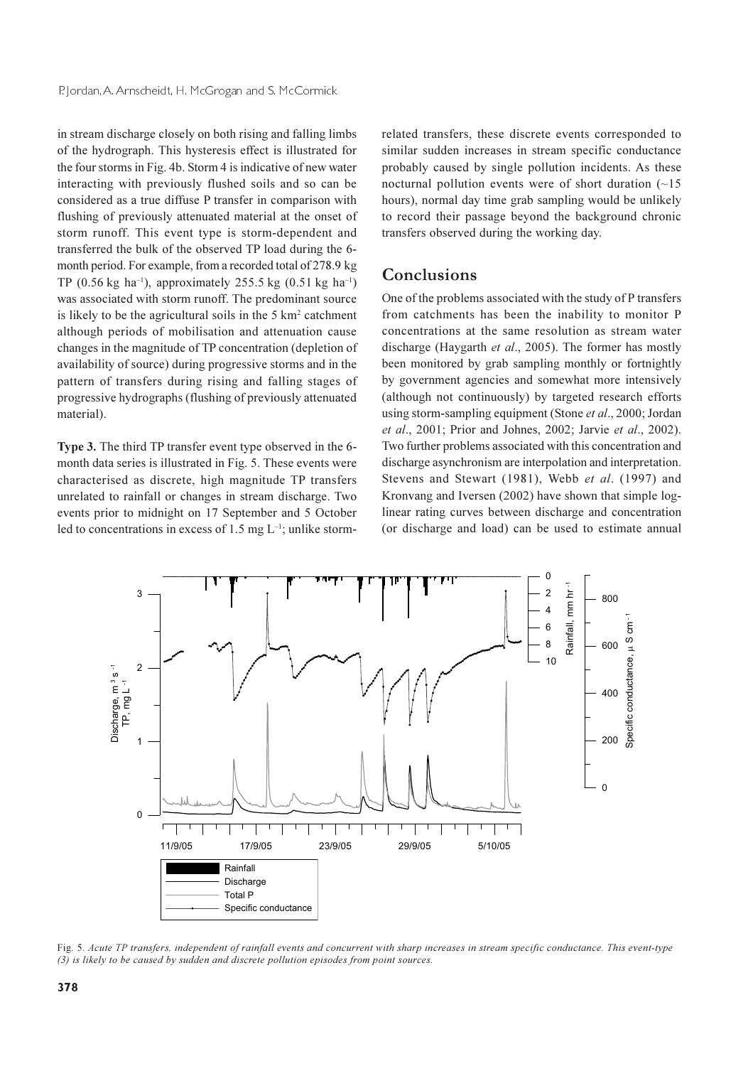in stream discharge closely on both rising and falling limbs of the hydrograph. This hysteresis effect is illustrated for the four storms in Fig. 4b. Storm 4 is indicative of new water interacting with previously flushed soils and so can be considered as a true diffuse P transfer in comparison with flushing of previously attenuated material at the onset of storm runoff. This event type is storm-dependent and transferred the bulk of the observed TP load during the 6-month period. For example, from a recorded total of 278.9 kg TP (0.56 kg ha$^{-1}$), approximately 255.5 kg (0.51 kg ha$^{-1}$) was associated with storm runoff. The predominant source is likely to be the agricultural soils in the 5 km$^2$ catchment although periods of mobilisation and attenuation cause changes in the magnitude of TP concentration (depletion of availability of source) during progressive storms and in the pattern of transfers during rising and falling stages of progressive hydrographs (flushing of previously attenuated material).

**Type 3.** The third TP transfer event type observed in the 6-month data series is illustrated in Fig. 5. These events were characterised as discrete, high magnitude TP transfers unrelated to rainfall or changes in stream discharge. Two events prior to midnight on 17 September and 5 October led to concentrations in excess of 1.5 mg L$^{-1}$; unlike storm-related transfers, these discrete events corresponded to similar sudden increases in stream specific conductance probably caused by single pollution incidents. As these nocturnal pollution events were of short duration (~15 hours), normal day time grab sampling would be unlikely to record their passage beyond the background chronic transfers observed during the working day.

## Conclusions

One of the problems associated with the study of P transfers from catchments has been the inability to monitor P concentrations at the same resolution as stream water discharge (Haygarth *et al*., 2005). The former has mostly been monitored by grab sampling monthly or fortnightly by government agencies and somewhat more intensively (although not continuously) by targeted research efforts using storm-sampling equipment (Stone *et al*., 2000; Jordan *et al*., 2001; Prior and Johnes, 2002; Jarvie *et al*., 2002). Two further problems associated with this concentration and discharge asynchronism are interpolation and interpretation. Stevens and Stewart (1981), Webb *et al*. (1997) and Kronvang and Iversen (2002) have shown that simple log-linear rating curves between discharge and concentration (or discharge and load) can be used to estimate annual

Fig. 5. *Acute TP transfers, independent of rainfall events and concurrent with sharp increases in stream specific conductance. This event-type (3) is likely to be caused by sudden and discrete pollution episodes from point sources.*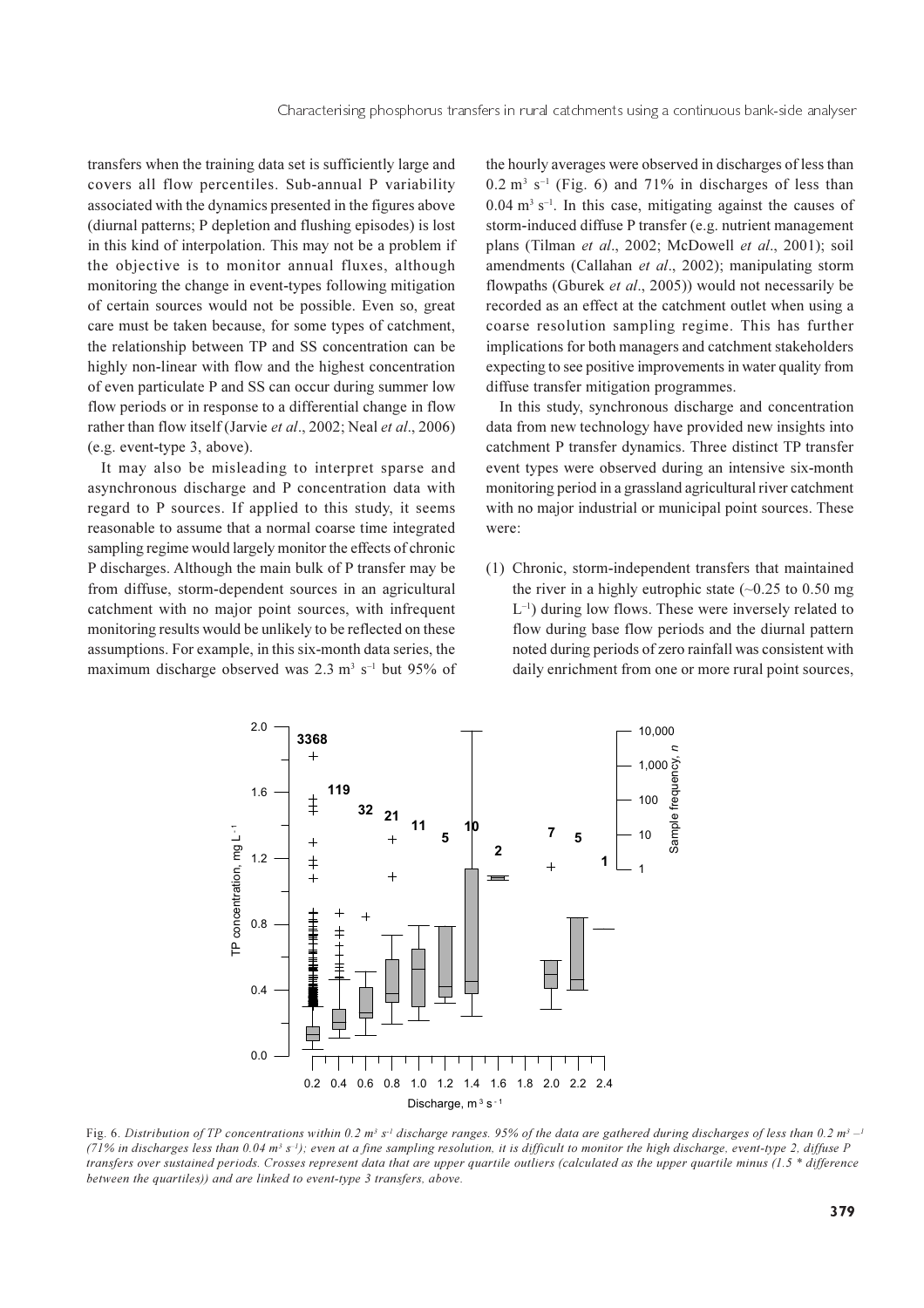transfers when the training data set is sufficiently large and covers all flow percentiles. Sub-annual P variability associated with the dynamics presented in the figures above (diurnal patterns; P depletion and flushing episodes) is lost in this kind of interpolation. This may not be a problem if the objective is to monitor annual fluxes, although monitoring the change in event-types following mitigation of certain sources would not be possible. Even so, great care must be taken because, for some types of catchment, the relationship between TP and SS concentration can be highly non-linear with flow and the highest concentration of even particulate P and SS can occur during summer low flow periods or in response to a differential change in flow rather than flow itself (Jarvie *et al*., 2002; Neal *et al*., 2006) (e.g. event-type 3, above).

It may also be misleading to interpret sparse and asynchronous discharge and P concentration data with regard to P sources. If applied to this study, it seems reasonable to assume that a normal coarse time integrated sampling regime would largely monitor the effects of chronic P discharges. Although the main bulk of P transfer may be from diffuse, storm-dependent sources in an agricultural catchment with no major point sources, with infrequent monitoring results would be unlikely to be reflected on these assumptions. For example, in this six-month data series, the maximum discharge observed was 2.3 $m^3$ $s^{-1}$ but 95% of the hourly averages were observed in discharges of less than 0.2 $m^3$ $s^{-1}$ (Fig. 6) and 71% in discharges of less than 0.04 $m^3$ $s^{-1}$. In this case, mitigating against the causes of storm-induced diffuse P transfer (e.g. nutrient management plans (Tilman *et al*., 2002; McDowell *et al*., 2001); soil amendments (Callahan *et al*., 2002); manipulating storm flowpaths (Gburek *et al*., 2005)) would not necessarily be recorded as an effect at the catchment outlet when using a coarse resolution sampling regime. This has further implications for both managers and catchment stakeholders expecting to see positive improvements in water quality from diffuse transfer mitigation programmes.

In this study, synchronous discharge and concentration data from new technology have provided new insights into catchment P transfer dynamics. Three distinct TP transfer event types were observed during an intensive six-month monitoring period in a grassland agricultural river catchment with no major industrial or municipal point sources. These were:

(1) Chronic, storm-independent transfers that maintained the river in a highly eutrophic state (~0.25 to 0.50 mg $L^{-1}$) during low flows. These were inversely related to flow during base flow periods and the diurnal pattern noted during periods of zero rainfall was consistent with daily enrichment from one or more rural point sources,

Fig. 6. *Distribution of TP concentrations within 0.2 $m^3$ $s^{-1}$ discharge ranges. 95% of the data are gathered during discharges of less than 0.2 $m^3$ $s^{-1}$ (71% in discharges less than 0.04 $m^3$ $s^{-1}$); even at a fine sampling resolution, it is difficult to monitor the high discharge, event-type 2, diffuse P transfers over sustained periods. Crosses represent data that are upper quartile outliers (calculated as the upper quartile minus (1.5 * difference between the quartiles)) and are linked to event-type 3 transfers, above.*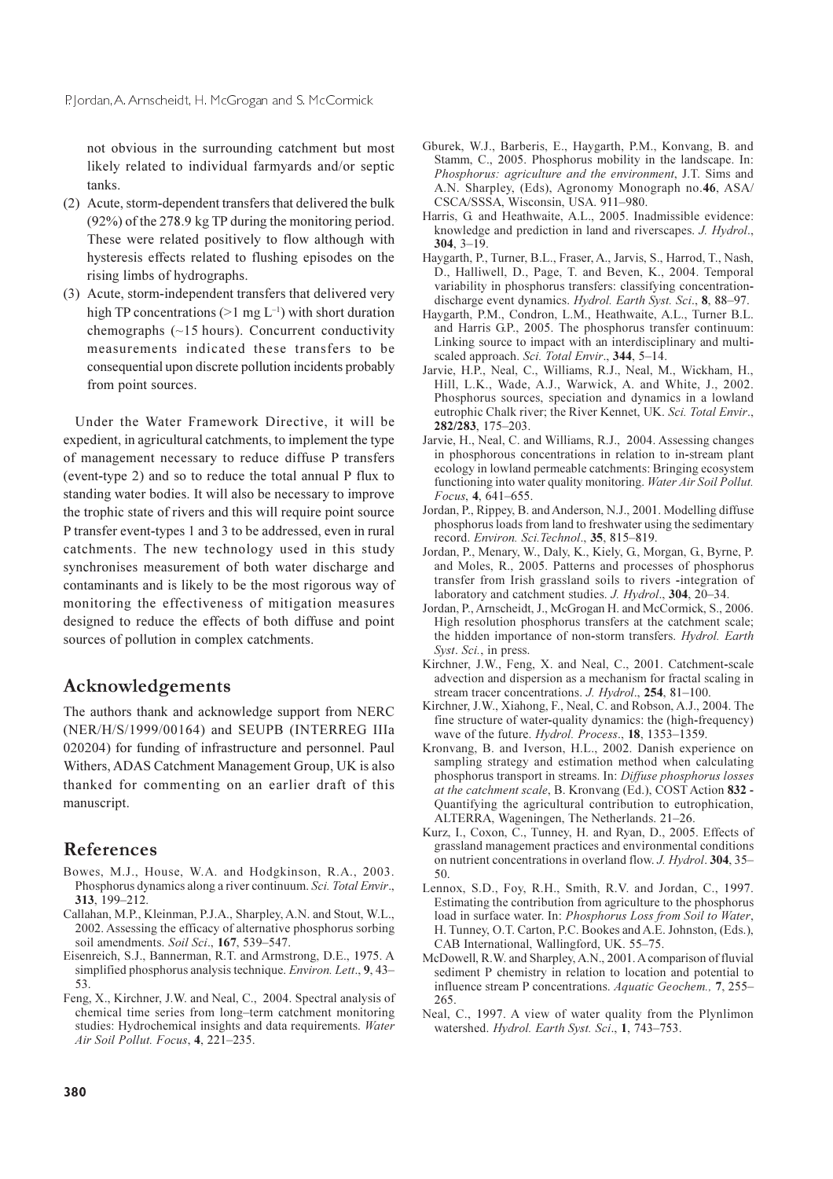not obvious in the surrounding catchment but most likely related to individual farmyards and/or septic tanks.

(2) Acute, storm-dependent transfers that delivered the bulk (92%) of the 278.9 kg TP during the monitoring period. These were related positively to flow although with hysteresis effects related to flushing episodes on the rising limbs of hydrographs.

(3) Acute, storm-independent transfers that delivered very high TP concentrations (>1 mg $L^{-1}$) with short duration chemographs (~15 hours). Concurrent conductivity measurements indicated these transfers to be consequential upon discrete pollution incidents probably from point sources.

Under the Water Framework Directive, it will be expedient, in agricultural catchments, to implement the type of management necessary to reduce diffuse P transfers (event-type 2) and so to reduce the total annual P flux to standing water bodies. It will also be necessary to improve the trophic state of rivers and this will require point source P transfer event-types 1 and 3 to be addressed, even in rural catchments. The new technology used in this study synchronises measurement of both water discharge and contaminants and is likely to be the most rigorous way of monitoring the effectiveness of mitigation measures designed to reduce the effects of both diffuse and point sources of pollution in complex catchments.

## Acknowledgements

The authors thank and acknowledge support from NERC (NER/H/S/1999/00164) and SEUPB (INTERREG IIIa 020204) for funding of infrastructure and personnel. Paul Withers, ADAS Catchment Management Group, UK is also thanked for commenting on an earlier draft of this manuscript.

## References

Bowes, M.J., House, W.A. and Hodgkinson, R.A., 2003. Phosphorus dynamics along a river continuum. *Sci. Total Envir*., **313**, 199–212.

Callahan, M.P., Kleinman, P.J.A., Sharpley, A.N. and Stout, W.L., 2002. Assessing the efficacy of alternative phosphorus sorbing soil amendments. *Soil Sci*., **167**, 539–547.

Eisenreich, S.J., Bannerman, R.T. and Armstrong, D.E., 1975. A simplified phosphorus analysis technique. *Environ. Lett*., **9**, 43–53.

Feng, X., Kirchner, J.W. and Neal, C., 2004. Spectral analysis of chemical time series from long–term catchment monitoring studies: Hydrochemical insights and data requirements. *Water Air Soil Pollut. Focus*, **4**, 221–235.

Gburek, W.J., Barberis, E., Haygarth, P.M., Konvang, B. and Stamm, C., 2005. Phosphorus mobility in the landscape. In: *Phosphorus: agriculture and the environment*, J.T. Sims and A.N. Sharpley, (Eds), Agronomy Monograph no.**46**, ASA/CSCA/SSSA, Wisconsin, USA. 911–980.

Harris, G. and Heathwaite, A.L., 2005. Inadmissible evidence: knowledge and prediction in land and riverscapes. *J. Hydrol*., **304**, 3–19.

Haygarth, P., Turner, B.L., Fraser, A., Jarvis, S., Harrod, T., Nash, D., Halliwell, D., Page, T. and Beven, K., 2004. Temporal variability in phosphorus transfers: classifying concentration-discharge event dynamics. *Hydrol. Earth Syst. Sci*., **8**, 88–97.

Haygarth, P.M., Condron, L.M., Heathwaite, A.L., Turner B.L. and Harris G.P., 2005. The phosphorus transfer continuum: Linking source to impact with an interdisciplinary and multi-scaled approach. *Sci. Total Envir*., **344**, 5–14.

Jarvie, H.P., Neal, C., Williams, R.J., Neal, M., Wickham, H., Hill, L.K., Wade, A.J., Warwick, A. and White, J., 2002. Phosphorus sources, speciation and dynamics in a lowland eutrophic Chalk river; the River Kennet, UK. *Sci. Total Envir*., **282/283**, 175–203.

Jarvie, H., Neal, C. and Williams, R.J., 2004. Assessing changes in phosphorous concentrations in relation to in-stream plant ecology in lowland permeable catchments: Bringing ecosystem functioning into water quality monitoring. *Water Air Soil Pollut. Focus*, **4**, 641–655.

Jordan, P., Rippey, B. and Anderson, N.J., 2001. Modelling diffuse phosphorus loads from land to freshwater using the sedimentary record. *Environ. Sci.Technol*., **35**, 815–819.

Jordan, P., Menary, W., Daly, K., Kiely, G., Morgan, G., Byrne, P. and Moles, R., 2005. Patterns and processes of phosphorus transfer from Irish grassland soils to rivers -integration of laboratory and catchment studies. *J. Hydrol*., **304**, 20–34.

Jordan, P., Arnscheidt, J., McGrogan H. and McCormick, S., 2006. High resolution phosphorus transfers at the catchment scale; the hidden importance of non-storm transfers. *Hydrol. Earth Syst. Sci.*, in press.

Kirchner, J.W., Feng, X. and Neal, C., 2001. Catchment-scale advection and dispersion as a mechanism for fractal scaling in stream tracer concentrations. *J. Hydrol*., **254**, 81–100.

Kirchner, J.W., Xiahong, F., Neal, C. and Robson, A.J., 2004. The fine structure of water-quality dynamics: the (high-frequency) wave of the future. *Hydrol. Process*., **18**, 1353–1359.

Kronvang, B. and Iverson, H.L., 2002. Danish experience on sampling strategy and estimation method when calculating phosphorus transport in streams. In: *Diffuse phosphorus losses at the catchment scale*, B. Kronvang (Ed.), COST Action **832** - Quantifying the agricultural contribution to eutrophication, ALTERRA, Wageningen, The Netherlands. 21–26.

Kurz, I., Coxon, C., Tunney, H. and Ryan, D., 2005. Effects of grassland management practices and environmental conditions on nutrient concentrations in overland flow. *J. Hydrol*. **304**, 35–50.

Lennox, S.D., Foy, R.H., Smith, R.V. and Jordan, C., 1997. Estimating the contribution from agriculture to the phosphorus load in surface water. In: *Phosphorus Loss from Soil to Water*, H. Tunney, O.T. Carton, P.C. Bookes and A.E. Johnston, (Eds.), CAB International, Wallingford, UK. 55–75.

McDowell, R.W. and Sharpley, A.N., 2001. A comparison of fluvial sediment P chemistry in relation to location and potential to influence stream P concentrations. *Aquatic Geochem.,* **7**, 255–265.

Neal, C., 1997. A view of water quality from the Plynlimon watershed. *Hydrol. Earth Syst. Sci*., **1**, 743–753.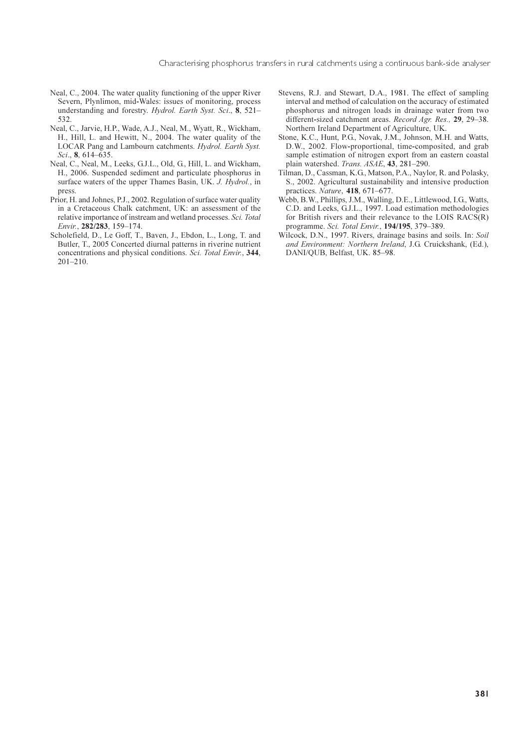Neal, C., 2004. The water quality functioning of the upper River Severn, Plynlimon, mid-Wales: issues of monitoring, process understanding and forestry. *Hydrol. Earth Syst. Sci*., **8**, 521–532.

Neal, C., Jarvie, H.P., Wade, A.J., Neal, M., Wyatt, R., Wickham, H., Hill, L. and Hewitt, N., 2004. The water quality of the LOCAR Pang and Lambourn catchments. *Hydrol. Earth Syst. Sci*., **8**, 614–635.

Neal, C., Neal, M., Leeks, G.J.L., Old, G., Hill, L. and Wickham, H., 2006. Suspended sediment and particulate phosphorus in surface waters of the upper Thames Basin, UK. *J. Hydrol.*, in press.

Prior, H. and Johnes, P.J., 2002. Regulation of surface water quality in a Cretaceous Chalk catchment, UK: an assessment of the relative importance of instream and wetland processes. *Sci. Total Envir.*, **282/283**, 159–174.

Scholefield, D., Le Goff, T., Baven, J., Ebdon, L., Long, T. and Butler, T., 2005 Concerted diurnal patterns in riverine nutrient concentrations and physical conditions. *Sci. Total Envir.*, **344**, 201–210.

Stevens, R.J. and Stewart, D.A., 1981. The effect of sampling interval and method of calculation on the accuracy of estimated phosphorus and nitrogen loads in drainage water from two different-sized catchment areas. *Record Agr. Res.,* **29**, 29–38. Northern Ireland Department of Agriculture, UK.

Stone, K.C., Hunt, P.G., Novak, J.M., Johnson, M.H. and Watts, D.W., 2002. Flow-proportional, time-composited, and grab sample estimation of nitrogen export from an eastern coastal plain watershed. *Trans. ASAE*, **43**, 281–290.

Tilman, D., Cassman, K.G., Matson, P.A., Naylor, R. and Polasky, S., 2002. Agricultural sustainability and intensive production practices. *Nature*, **418**, 671–677.

Webb, B.W., Phillips, J.M., Walling, D.E., Littlewood, I.G., Watts, C.D. and Leeks, G.J.L., 1997. Load estimation methodologies for British rivers and their relevance to the LOIS RACS(R) programme. *Sci. Total Envir.*, **194/195**, 379–389.

Wilcock, D.N., 1997. Rivers, drainage basins and soils. In: *Soil and Environment: Northern Ireland*, J.G. Cruickshank, (Ed.), DANI/QUB, Belfast, UK. 85–98.